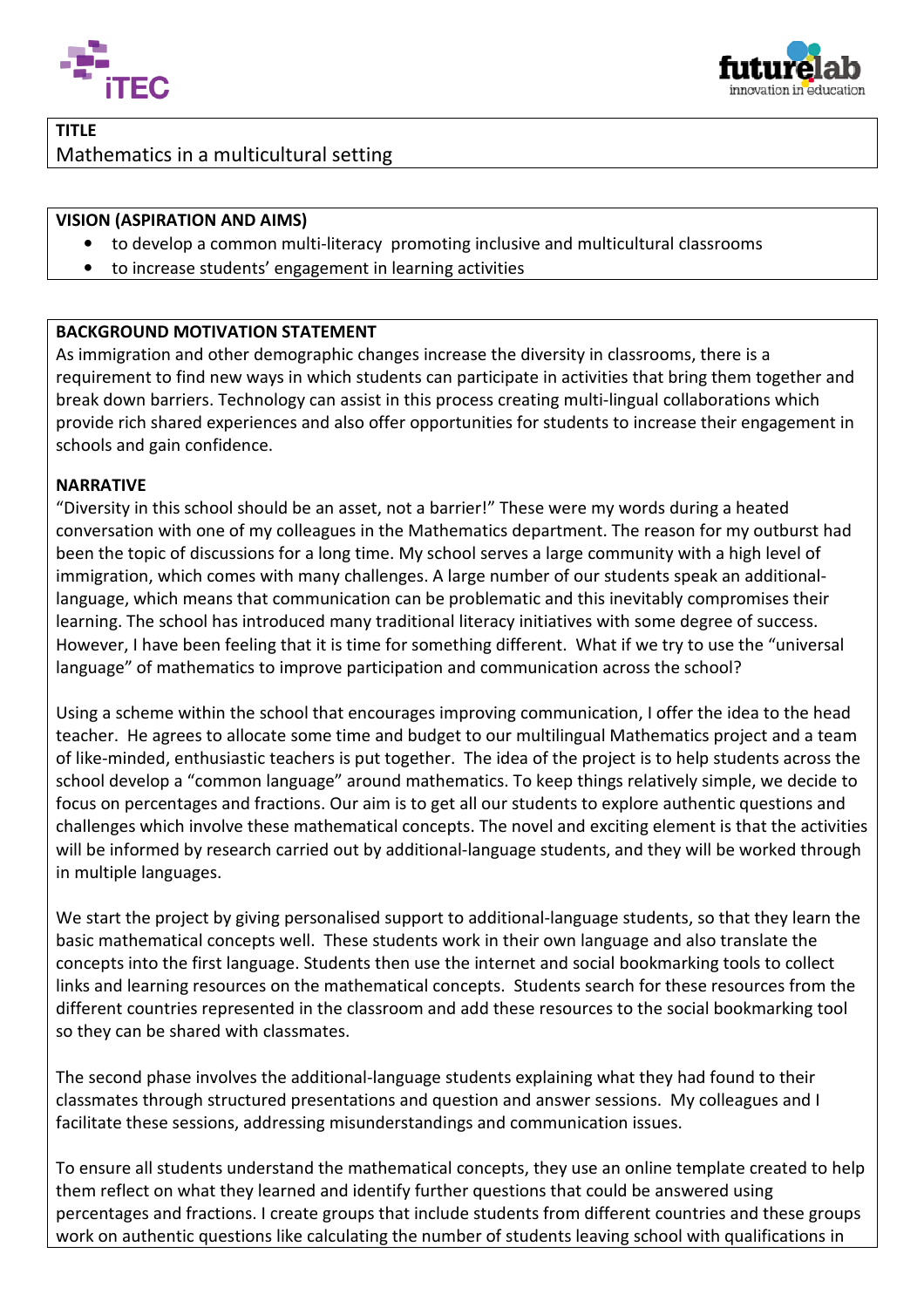## TITLE

Mathematics in a multicultural setting

## VISION (ASPIRATION AND AIMS)

- to develop a common multi-literacy promoting inclusive and multicultural classrooms
- to increase students' engagement in learning activities

## BACKGROUND MOTIVATION STATEMENT

As immigration and other demographic changes increase the diversity in classrooms, there is a requirement to find new ways in which students can participate in activities that bring them together and break down barriers. Technology can assist in this process creating multi-lingual collaborations which provide rich shared experiences and also offer opportunities for students to increase their engagement in schools and gain confidence.

## NARRATIVE

"Diversity in this school should be an asset, not a barrier!" These were my words during a heated conversation with one of my colleagues in the Mathematics department. The reason for my outburst had been the topic of discussions for a long time. My school serves a large community with a high level of immigration, which comes with many challenges. A large number of our students speak an additional-language, which means that communication can be problematic and this inevitably compromises their learning. The school has introduced many traditional literacy initiatives with some degree of success. However, I have been feeling that it is time for something different. What if we try to use the "universal language" of mathematics to improve participation and communication across the school?

Using a scheme within the school that encourages improving communication, I offer the idea to the head teacher. He agrees to allocate some time and budget to our multilingual Mathematics project and a team of like-minded, enthusiastic teachers is put together. The idea of the project is to help students across the school develop a "common language" around mathematics. To keep things relatively simple, we decide to focus on percentages and fractions. Our aim is to get all our students to explore authentic questions and challenges which involve these mathematical concepts. The novel and exciting element is that the activities will be informed by research carried out by additional-language students, and they will be worked through in multiple languages.

We start the project by giving personalised support to additional-language students, so that they learn the basic mathematical concepts well. These students work in their own language and also translate the concepts into the first language. Students then use the internet and social bookmarking tools to collect links and learning resources on the mathematical concepts. Students search for these resources from the different countries represented in the classroom and add these resources to the social bookmarking tool so they can be shared with classmates.

The second phase involves the additional-language students explaining what they had found to their classmates through structured presentations and question and answer sessions. My colleagues and I facilitate these sessions, addressing misunderstandings and communication issues.

To ensure all students understand the mathematical concepts, they use an online template created to help them reflect on what they learned and identify further questions that could be answered using percentages and fractions. I create groups that include students from different countries and these groups work on authentic questions like calculating the number of students leaving school with qualifications in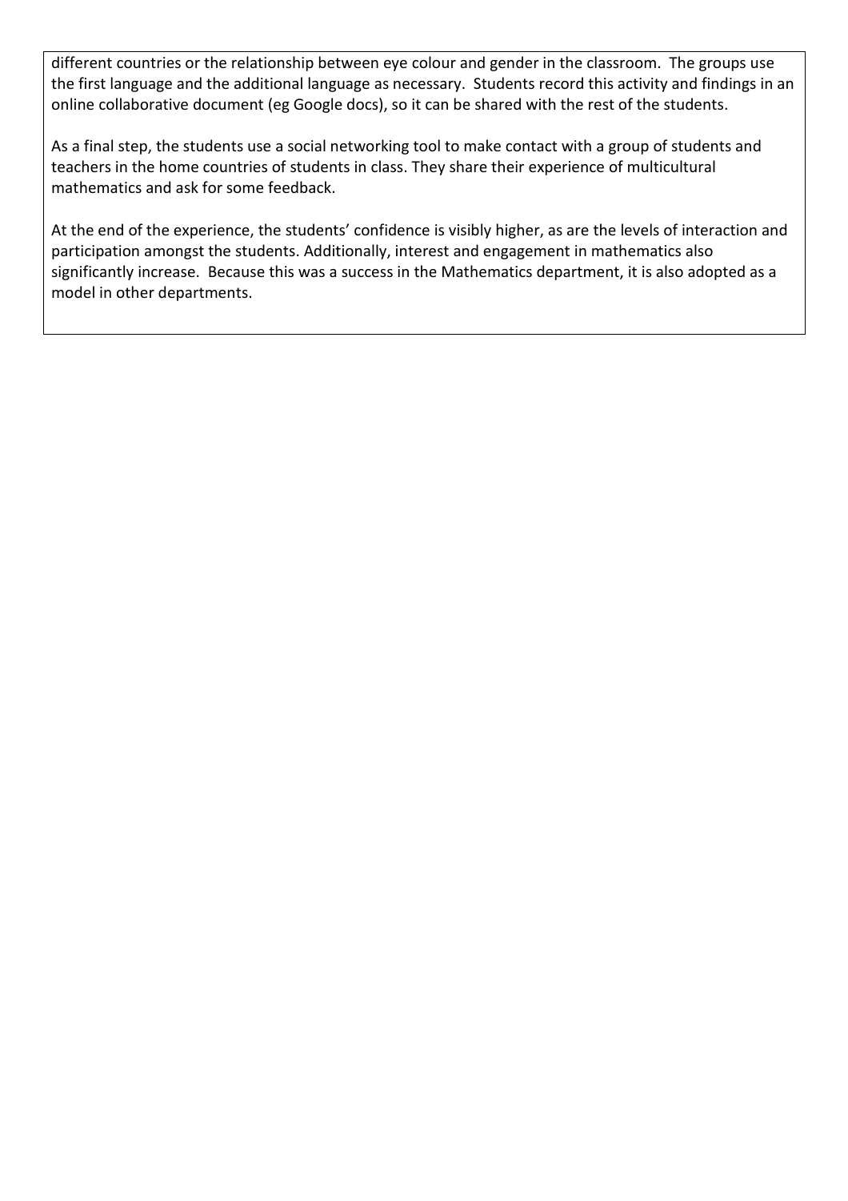different countries or the relationship between eye colour and gender in the classroom. The groups use the first language and the additional language as necessary. Students record this activity and findings in an online collaborative document (eg Google docs), so it can be shared with the rest of the students.

As a final step, the students use a social networking tool to make contact with a group of students and teachers in the home countries of students in class. They share their experience of multicultural mathematics and ask for some feedback.

At the end of the experience, the students' confidence is visibly higher, as are the levels of interaction and participation amongst the students. Additionally, interest and engagement in mathematics also significantly increase. Because this was a success in the Mathematics department, it is also adopted as a model in other departments.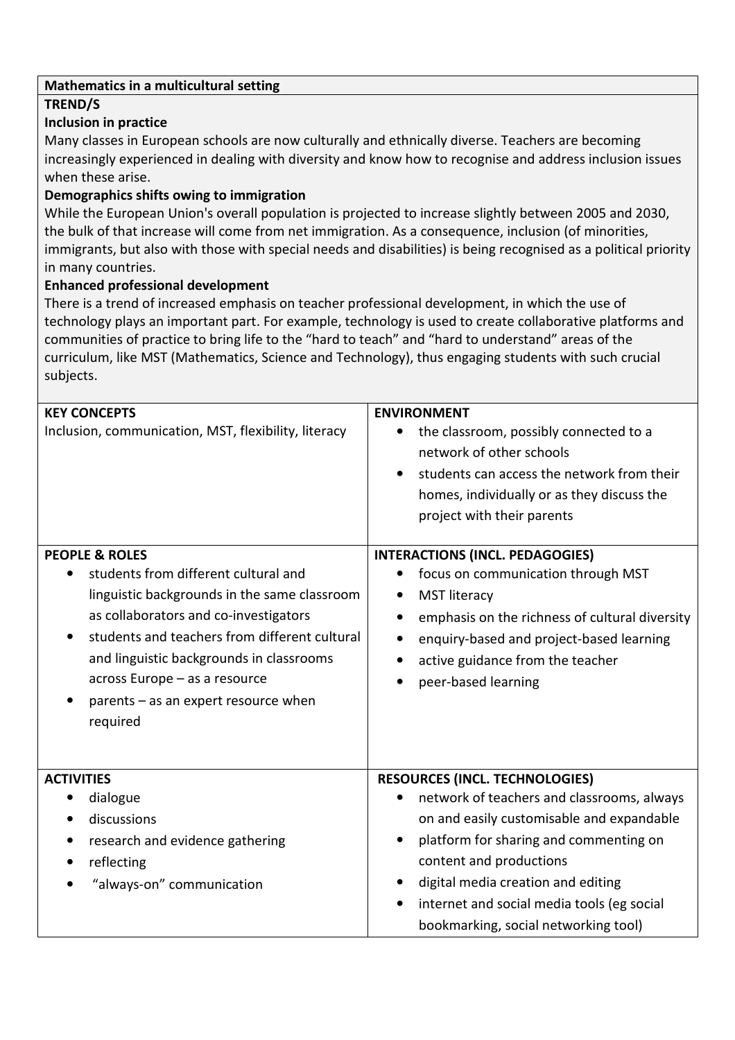**Mathematics in a multicultural setting**

**TREND/S**

**Inclusion in practice**

Many classes in European schools are now culturally and ethnically diverse. Teachers are becoming increasingly experienced in dealing with diversity and know how to recognise and address inclusion issues when these arise.

**Demographics shifts owing to immigration**

While the European Union's overall population is projected to increase slightly between 2005 and 2030, the bulk of that increase will come from net immigration. As a consequence, inclusion (of minorities, immigrants, but also with those with special needs and disabilities) is being recognised as a political priority in many countries.

**Enhanced professional development**

There is a trend of increased emphasis on teacher professional development, in which the use of technology plays an important part. For example, technology is used to create collaborative platforms and communities of practice to bring life to the "hard to teach" and "hard to understand" areas of the curriculum, like MST (Mathematics, Science and Technology), thus engaging students with such crucial subjects.

| | |
|---|---|
| **KEY CONCEPTS**<br>Inclusion, communication, MST, flexibility, literacy | **ENVIRONMENT**<br>• the classroom, possibly connected to a network of other schools<br>• students can access the network from their homes, individually or as they discuss the project with their parents |
| **PEOPLE & ROLES**<br>• students from different cultural and linguistic backgrounds in the same classroom as collaborators and co-investigators<br>• students and teachers from different cultural and linguistic backgrounds in classrooms across Europe – as a resource<br>• parents – as an expert resource when required | **INTERACTIONS (INCL. PEDAGOGIES)**<br>• focus on communication through MST<br>• MST literacy<br>• emphasis on the richness of cultural diversity<br>• enquiry-based and project-based learning<br>• active guidance from the teacher<br>• peer-based learning |
| **ACTIVITIES**<br>• dialogue<br>• discussions<br>• research and evidence gathering<br>• reflecting<br>• "always-on" communication | **RESOURCES (INCL. TECHNOLOGIES)**<br>• network of teachers and classrooms, always on and easily customisable and expandable<br>• platform for sharing and commenting on content and productions<br>• digital media creation and editing<br>• internet and social media tools (eg social bookmarking, social networking tool) |